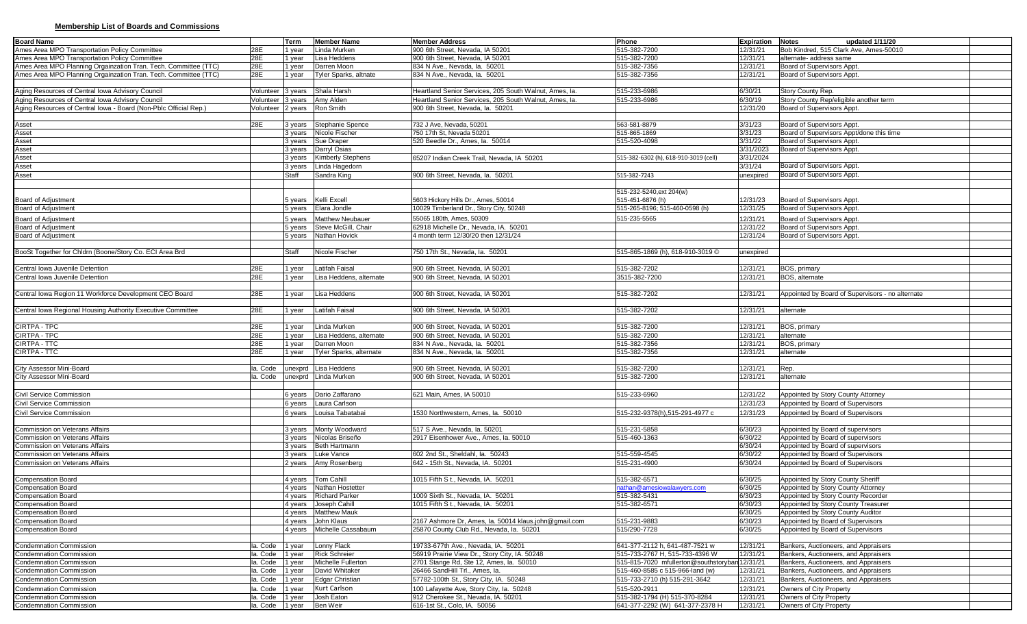**Membership List of Boards and Commissions**

| Board Name | | Term | Member Name | Member Address | Phone | Expiration | Notes updated 1/11/20 |
|---|---|---|---|---|---|---|---|
| Ames Area MPO Transportation Policy Committee | 28E | 1 year | Linda Murken | 900 6th Street, Nevada, IA 50201 | 515-382-7200 | 12/31/21 | Bob Kindred, 515 Clark Ave, Ames-50010 |
| Ames Area MPO Transportation Policy Committee | 28E | 1 year | Lisa Heddens | 900 6th Street, Nevada, IA 50201 | 515-382-7200 | 12/31/21 | alternate- address same |
| Ames Area MPO Planning Orgainzation Tran. Tech. Committee (TTC) | 28E | 1 year | Darren Moon | 834 N Ave., Nevada, Ia. 50201 | 515-382-7356 | 12/31/21 | Board of Supervisors Appt. |
| Ames Area MPO Planning Orgainzation Tran. Tech. Committee (TTC) | 28E | 1 year | Tyler Sparks, altnate | 834 N Ave., Nevada, Ia. 50201 | 515-382-7356 | 12/31/21 | Board of Supervisors Appt. |
| | | | | | | | |
| Aging Resources of Central Iowa Advisory Council | Volunteer | 3 years | Shala Harsh | Heartland Senior Services, 205 South Walnut, Ames, Ia. | 515-233-6986 | 6/30/21 | Story County Rep. |
| Aging Resources of Central Iowa Advisory Council | Volunteer | 3 years | Amy Alden | Heartland Senior Services, 205 South Walnut, Ames, Ia. | 515-233-6986 | 6/30/19 | Story County Rep/eligible another term |
| Aging Resources of Central Iowa - Board (Non-Pblc Official Rep.) | Volunteer | 2 years | Ron Smith | 900 6th Street, Nevada, Ia. 50201 | | 12/31/20 | Board of Supervisors Appt. |
| | | | | | | | |
| Asset | 28E | 3 years | Stephanie Spence | 732 J Ave, Nevada, 50201 | 563-581-8879 | 3/31/23 | Board of Supervisors Appt. |
| Asset | | 3 years | Nicole Fischer | 750 17th St, Nevada 50201 | 515-865-1869 | 3/31/23 | Board of Supervisors Appt/done this time |
| Asset | | 3 years | Sue Draper | 520 Beedle Dr., Ames, Ia. 50014 | 515-520-4098 | 3/31/22 | Board of Supervisors Appt. |
| Asset | | 3 years | Darryl Osias | | | 3/31/2023 | Board of Supervisors Appt. |
| Asset | | 3 years | Kimberly Stephens | 65207 Indian Creek Trail, Nevada, IA 50201 | 515-382-6302 (h), 618-910-3019 (cell) | 3/31/2024 | |
| Asset | | 3 years | Linda Hagedorn | | | 3/31/24 | Board of Supervisors Appt. |
| Asset | | Staff | Sandra King | 900 6th Street, Nevada, Ia. 50201 | 515-382-7243 | unexpired | Board of Supervisors Appt. |
| | | | | | | | |
| Board of Adjustment | | 5 years | Kelli Excell | 5603 Hickory Hills Dr., Ames, 50014 | 515-232-5240,ext 204(w) 515-451-6876 (h) | 12/31/23 | Board of Supervisors Appt. |
| Board of Adjustment | | 5 years | Elara Jondle | 10029 Timberland Dr., Story City, 50248 | 515-265-8196; 515-460-0598 (h) | 12/31/25 | Board of Supervisors Appt. |
| Board of Adjustment | | 5 years | Matthew Neubauer | 55065 180th, Ames, 50309 | 515-235-5565 | 12/31/21 | Board of Supervisors Appt. |
| Board of Adjustment | | 5 years | Steve McGill, Chair | 62918 Michelle Dr., Nevada, IA. 50201 | | 12/31/22 | Board of Supervisors Appt. |
| Board of Adjustment | | 5 years | Nathan Hovick | 4 month term 12/30/20 then 12/31/24 | | 12/31/24 | Board of Supervisors Appt. |
| | | | | | | | |
| BooSt Together for Chldrn (Boone/Story Co. ECI Area Brd | | Staff | Nicole Fischer | 750 17th St., Nevada, Ia. 50201 | 515-865-1869 (h), 618-910-3019 © | unexpired | |
| | | | | | | | |
| Central Iowa Juvenile Detention | 28E | 1 year | Latifah Faisal | 900 6th Street, Nevada, IA 50201 | 515-382-7202 | 12/31/21 | BOS, primary |
| Central Iowa Juvenile Detention | 28E | 1 year | Lisa Heddens, alternate | 900 6th Street, Nevada, IA 50201 | 3515-382-7200 | 12/31/21 | BOS, alternate |
| | | | | | | | |
| Central Iowa Region 11 Workforce Development CEO Board | 28E | 1 year | Lisa Heddens | 900 6th Street, Nevada, IA 50201 | 515-382-7202 | 12/31/21 | Appointed by Board of Supervisors - no alternate |
| | | | | | | | |
| Central Iowa Regional Housing Authority Executive Committee | 28E | 1 year | Latifah Faisal | 900 6th Street, Nevada, IA 50201 | 515-382-7202 | 12/31/21 | alternate |
| | | | | | | | |
| CIRTPA - TPC | 28E | 1 year | Linda Murken | 900 6th Street, Nevada, IA 50201 | 515-382-7200 | 12/31/21 | BOS, primary |
| CIRTPA - TPC | 28E | 1 year | Lisa Heddens, alternate | 900 6th Street, Nevada, IA 50201 | 515-382-7200 | 12/31/21 | alternate |
| CIRTPA - TTC | 28E | 1 year | Darren Moon | 834 N Ave., Nevada, Ia. 50201 | 515-382-7356 | 12/31/21 | BOS, primary |
| CIRTPA - TTC | 28E | 1 year | Tyler Sparks, alternate | 834 N Ave., Nevada, Ia. 50201 | 515-382-7356 | 12/31/21 | alternate |
| | | | | | | | |
| City Assessor Mini-Board | Ia. Code | unexprd | Lisa Heddens | 900 6th Street, Nevada, IA 50201 | 515-382-7200 | 12/31/21 | Rep. |
| City Assessor Mini-Board | Ia. Code | unexprd | Linda Murken | 900 6th Street, Nevada, IA 50201 | 515-382-7200 | 12/31/21 | alternate |
| | | | | | | | |
| Civil Service Commission | | 6 years | Dario Zaffarano | 621 Main, Ames, IA 50010 | 515-233-6960 | 12/31/22 | Appointed by Story County Attorney |
| Civil Service Commission | | 6 years | Laura Carlson | | | 12/31/23 | Appointed by Board of Supervisors |
| Civil Service Commission | | 6 years | Louisa Tabatabai | 1530 Northwestern, Ames, Ia. 50010 | 515-232-9378(h),515-291-4977 c | 12/31/23 | Appointed by Board of Supervisors |
| | | | | | | | |
| Commission on Veterans Affairs | | 3 years | Monty Woodward | 517 S Ave., Nevada, Ia. 50201 | 515-231-5858 | 6/30/23 | Appointed by Board of supervisors |
| Commission on Veterans Affairs | | 3 years | Nicolas Briseño | 2917 Eisenhower Ave., Ames, Ia. 50010 | 515-460-1363 | 6/30/22 | Appointed by Board of supervisors |
| Commission on Veterans Affairs | | 3 years | Beth Hartmann | | | 6/30/24 | Appointed by Board of supervisors |
| Commission on Veterans Affairs | | 3 years | Luke Vance | 602 2nd St., Sheldahl, Ia. 50243 | 515-559-4545 | 6/30/22 | Appointed by Board of Supervisors |
| Commission on Veterans Affairs | | 2 years | Amy Rosenberg | 642 - 15th St., Nevada, Ia. 50201 | 515-231-4900 | 6/30/24 | Appointed by Board of Supervisors |
| | | | | | | | |
| Compensation Board | | 4 years | Tom Cahill | 1015 Fifth S t., Nevada, IA. 50201 | 515-382-6571 | 6/30/25 | Appointed by Story County Sheriff |
| Compensation Board | | 4 years | Nathan Hostetter | | nathan@amesiowalawyers.com | 6/30/25 | Appointed by Story County Attorney |
| Compensation Board | | 4 years | Richard Parker | 1009 Sixth St., Nevada, IA. 50201 | 515-382-5431 | 6/30/23 | Appointed by Story County Recorder |
| Compensation Board | | 4 years | Joseph Cahill | 1015 Fifth S t., Nevada, IA. 50201 | 515-382-6571 | 6/30/23 | Appointed by Story County Treasurer |
| Compensation Board | | 4 years | Matthew Mauk | | | 6/30/25 | Appointed by Story County Auditor |
| Compensation Board | | 4 years | John Klaus | 2167 Ashmore Dr, Ames, Ia. 50014 klaus.john@gmail.com | 515-231-9883 | 6/30/23 | Appointed by Board of Supervisors |
| Compensation Board | | 4 years | Michelle Cassabaum | 25870 County Club Rd., Nevada, Ia. 50201 | 515/290-7728 | 6/30/25 | Appointed by Board of Supervisors |
| | | | | | | | |
| Condemnation Commission | Ia. Code | 1 year | Lonny Flack | 19733-677th Ave., Nevada, IA. 50201 | 641-377-2112 h, 641-487-7521 w | 12/31/21 | Bankers, Auctioneers, and Appraisers |
| Condemnation Commission | Ia. Code | 1 year | Rick Schreier | 56919 Prairie View Dr., Story City, IA. 50248 | 515-733-2767 H, 515-733-4396 W | 12/31/21 | Bankers, Auctioneers, and Appraisers |
| Condemnation Commission | Ia. Code | 1 year | Michelle Fullerton | 2701 Stange Rd, Ste 12, Ames, Ia. 50010 | 515-815-7020 mfullerton@southstorybank | 12/31/21 | Bankers, Auctioneers, and Appraisers |
| Condemnation Commission | Ia. Code | 1 year | David Whitaker | 26466 SandHill Trl., Ames, Ia. | 515-460-8585 c 515-966-land (w) | 12/31/21 | Bankers, Auctioneers, and Appraisers |
| Condemnation Commission | Ia. Code | 1 year | Edgar Christian | 57782-100th St., Story City, IA. 50248 | 515-733-2710 (h) 515-291-3642 | 12/31/21 | Bankers, Auctioneers, and Appraisers |
| Condemnation Commission | Ia. Code | 1 year | Kurt Carlson | 100 Lafayette Ave, Story City, Ia. 50248 | 515-520-2911 | 12/31/21 | Owners of City Property |
| Condemnation Commission | Ia. Code | 1 year | Josh Eaton | 912 Cherokee St., Nevada, IA. 50201 | 515-382-1794 (H) 515-370-8284 | 12/31/21 | Owners of City Property |
| Condemnation Commission | Ia. Code | 1 year | Ben Weir | 616-1st St., Colo, IA. 50056 | 641-377-2292 (W) 641-377-2378 H | 12/31/21 | Owners of City Property |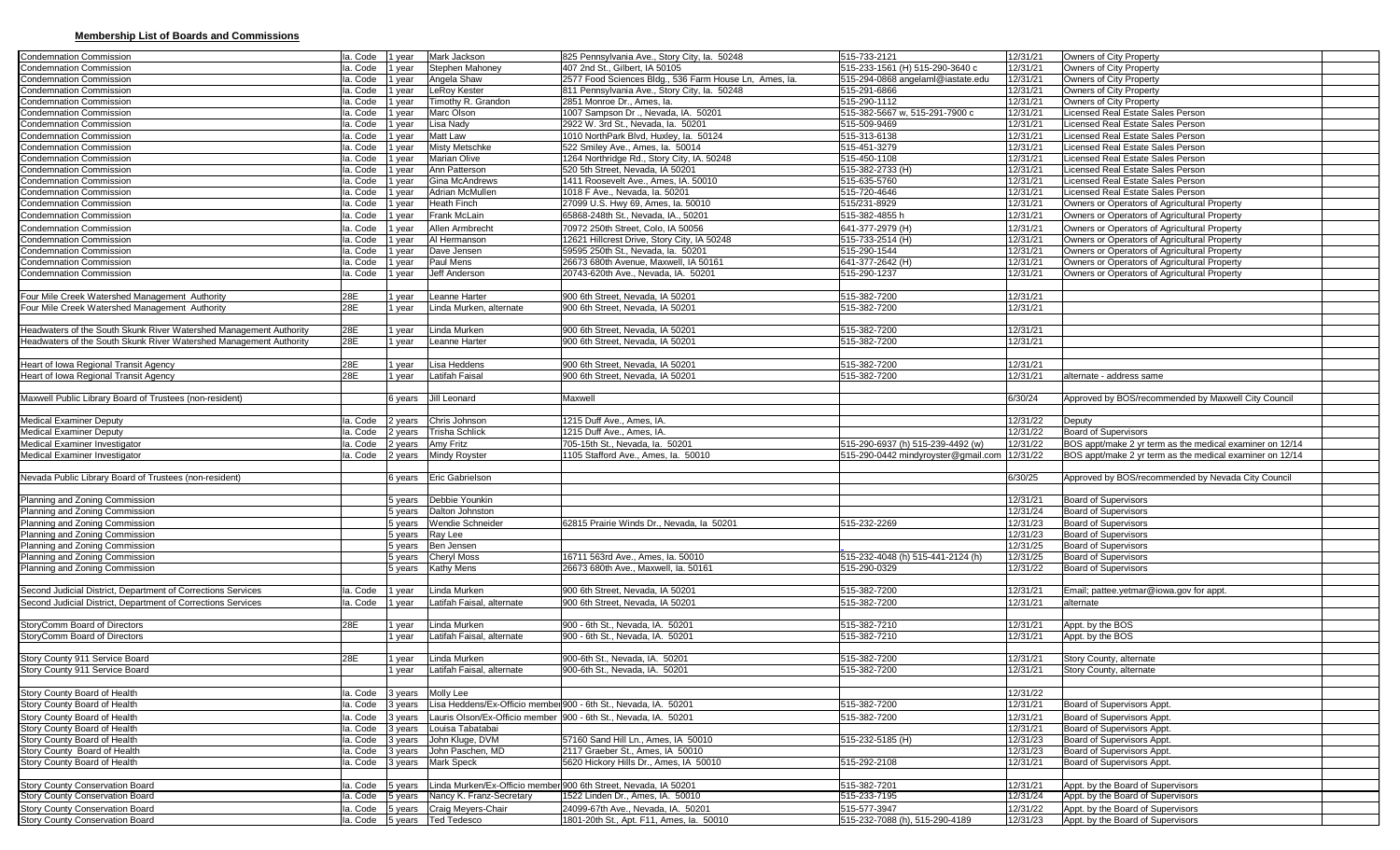**Membership List of Boards and Commissions**

| | | | | | | | | |
|---|---|---|---|---|---|---|---|---|
| Condemnation Commission | Ia. Code | 1 year | Mark Jackson | 825 Pennsylvania Ave., Story City, Ia. 50248 | 515-733-2121 | 12/31/21 | Owners of City Property | |
| Condemnation Commission | Ia. Code | 1 year | Stephen Mahoney | 407 2nd St., Gilbert, IA 50105 | 515-233-1561 (H) 515-290-3640 c | 12/31/21 | Owners of City Property | |
| Condemnation Commission | Ia. Code | 1 year | Angela Shaw | 2577 Food Sciences Bldg., 536 Farm House Ln, Ames, Ia. | 515-294-0868 angelaml@iastate.edu | 12/31/21 | Owners of City Property | |
| Condemnation Commission | Ia. Code | 1 year | LeRoy Kester | 811 Pennsylvania Ave., Story City, Ia. 50248 | 515-291-6866 | 12/31/21 | Owners of City Property | |
| Condemnation Commission | Ia. Code | 1 year | Timothy R. Grandon | 2851 Monroe Dr., Ames, Ia. | 515-290-1112 | 12/31/21 | Owners of City Property | |
| Condemnation Commission | Ia. Code | 1 year | Marc Olson | 1007 Sampson Dr ., Nevada, IA. 50201 | 515-382-5667 w, 515-291-7900 c | 12/31/21 | Licensed Real Estate Sales Person | |
| Condemnation Commission | Ia. Code | 1 year | Lisa Nady | 2922 W. 3rd St., Nevada, Ia. 50201 | 515-509-9469 | 12/31/21 | Licensed Real Estate Sales Person | |
| Condemnation Commission | Ia. Code | 1 year | Matt Law | 1010 NorthPark Blvd, Huxley, Ia. 50124 | 515-313-6138 | 12/31/21 | Licensed Real Estate Sales Person | |
| Condemnation Commission | Ia. Code | 1 year | Misty Metschke | 522 Smiley Ave., Ames, Ia. 50014 | 515-451-3279 | 12/31/21 | Licensed Real Estate Sales Person | |
| Condemnation Commission | Ia. Code | 1 year | Marian Olive | 1264 Northridge Rd., Story City, IA. 50248 | 515-450-1108 | 12/31/21 | Licensed Real Estate Sales Person | |
| Condemnation Commission | Ia. Code | 1 year | Ann Patterson | 520 5th Street, Nevada, IA 50201 | 515-382-2733 (H) | 12/31/21 | Licensed Real Estate Sales Person | |
| Condemnation Commission | Ia. Code | 1 year | Gina McAndrews | 1411 Roosevelt Ave., Ames, IA. 50010 | 515-635-5760 | 12/31/21 | Licensed Real Estate Sales Person | |
| Condemnation Commission | Ia. Code | 1 year | Adrian McMullen | 1018 F Ave., Nevada, Ia. 50201 | 515-720-4646 | 12/31/21 | Licensed Real Estate Sales Person | |
| Condemnation Commission | Ia. Code | 1 year | Heath Finch | 27099 U.S. Hwy 69, Ames, Ia. 50010 | 515/231-8929 | 12/31/21 | Owners or Operators of Agricultural Property | |
| Condemnation Commission | Ia. Code | 1 year | Frank McLain | 65868-248th St., Nevada, IA., 50201 | 515-382-4855 h | 12/31/21 | Owners or Operators of Agricultural Property | |
| Condemnation Commission | Ia. Code | 1 year | Allen Armbrecht | 70972 250th Street, Colo, IA 50056 | 641-377-2979 (H) | 12/31/21 | Owners or Operators of Agricultural Property | |
| Condemnation Commission | Ia. Code | 1 year | Al Hermanson | 12621 Hillcrest Drive, Story City, IA 50248 | 515-733-2514 (H) | 12/31/21 | Owners or Operators of Agricultural Property | |
| Condemnation Commission | Ia. Code | 1 year | Dave Jensen | 59595 250th St., Nevada, Ia. 50201 | 515-290-1544 | 12/31/21 | Owners or Operators of Agricultural Property | |
| Condemnation Commission | Ia. Code | 1 year | Paul Mens | 26673 680th Avenue, Maxwell, IA 50161 | 641-377-2642 (H) | 12/31/21 | Owners or Operators of Agricultural Property | |
| Condemnation Commission | Ia. Code | 1 year | Jeff Anderson | 20743-620th Ave., Nevada, IA. 50201 | 515-290-1237 | 12/31/21 | Owners or Operators of Agricultural Property | |
| | | | | | | | | |
| Four Mile Creek Watershed Management Authority | 28E | 1 year | Leanne Harter | 900 6th Street, Nevada, IA 50201 | 515-382-7200 | 12/31/21 | | |
| Four Mile Creek Watershed Management Authority | 28E | 1 year | Linda Murken, alternate | 900 6th Street, Nevada, IA 50201 | 515-382-7200 | 12/31/21 | | |
| | | | | | | | | |
| Headwaters of the South Skunk River Watershed Management Authority | 28E | 1 year | Linda Murken | 900 6th Street, Nevada, IA 50201 | 515-382-7200 | 12/31/21 | | |
| Headwaters of the South Skunk River Watershed Management Authority | 28E | 1 year | Leanne Harter | 900 6th Street, Nevada, IA 50201 | 515-382-7200 | 12/31/21 | | |
| | | | | | | | | |
| Heart of Iowa Regional Transit Agency | 28E | 1 year | Lisa Heddens | 900 6th Street, Nevada, IA 50201 | 515-382-7200 | 12/31/21 | | |
| Heart of Iowa Regional Transit Agency | 28E | 1 year | Latifah Faisal | 900 6th Street, Nevada, IA 50201 | 515-382-7200 | 12/31/21 | alternate - address same | |
| | | | | | | | | |
| Maxwell Public Library Board of Trustees (non-resident) | | 6 years | Jill Leonard | Maxwell | | 6/30/24 | Approved by BOS/recommended by Maxwell City Council | |
| | | | | | | | | |
| Medical Examiner Deputy | Ia. Code | 2 years | Chris Johnson | 1215 Duff Ave., Ames, IA. | | 12/31/22 | Deputy | |
| Medical Examiner Deputy | Ia. Code | 2 years | Trisha Schlick | 1215 Duff Ave., Ames, IA. | | 12/31/22 | Board of Supervisors | |
| Medical Examiner Investigator | Ia. Code | 2 years | Amy Fritz | 705-15th St., Nevada, Ia. 50201 | 515-290-6937 (h) 515-239-4492 (w) | 12/31/22 | BOS appt/make 2 yr term as the medical examiner on 12/14 | |
| Medical Examiner Investigator | Ia. Code | 2 years | Mindy Royster | 1105 Stafford Ave., Ames, Ia. 50010 | 515-290-0442 mindyroyster@gmail.com | 12/31/22 | BOS appt/make 2 yr term as the medical examiner on 12/14 | |
| | | | | | | | | |
| Nevada Public Library Board of Trustees (non-resident) | | 6 years | Eric Gabrielson | | | 6/30/25 | Approved by BOS/recommended by Nevada City Council | |
| | | | | | | | | |
| Planning and Zoning Commission | | 5 years | Debbie Younkin | | | 12/31/21 | Board of Supervisors | |
| Planning and Zoning Commission | | 5 years | Dalton Johnston | | | 12/31/24 | Board of Supervisors | |
| Planning and Zoning Commission | | 5 years | Wendie Schneider | 62815 Prairie Winds Dr., Nevada, Ia 50201 | 515-232-2269 | 12/31/23 | Board of Supervisors | |
| Planning and Zoning Commission | | 5 years | Ray Lee | | | 12/31/23 | Board of Supervisors | |
| Planning and Zoning Commission | | 5 years | Ben Jensen | | | 12/31/25 | Board of Supervisors | |
| Planning and Zoning Commission | | 5 years | Cheryl Moss | 16711 563rd Ave., Ames, Ia. 50010 | 515-232-4048 (h) 515-441-2124 (h) | 12/31/25 | Board of Supervisors | |
| Planning and Zoning Commission | | 5 years | Kathy Mens | 26673 680th Ave., Maxwell, Ia. 50161 | 515-290-0329 | 12/31/22 | Board of Supervisors | |
| | | | | | | | | |
| Second Judicial District, Department of Corrections Services | Ia. Code | 1 year | Linda Murken | 900 6th Street, Nevada, IA 50201 | 515-382-7200 | 12/31/21 | Email; pattee.yetmar@iowa.gov for appt. | |
| Second Judicial District, Department of Corrections Services | Ia. Code | 1 year | Latifah Faisal, alternate | 900 6th Street, Nevada, IA 50201 | 515-382-7200 | 12/31/21 | alternate | |
| | | | | | | | | |
| StoryComm Board of Directors | 28E | 1 year | Linda Murken | 900 - 6th St., Nevada, IA. 50201 | 515-382-7210 | 12/31/21 | Appt. by the BOS | |
| StoryComm Board of Directors | | 1 year | Latifah Faisal, alternate | 900 - 6th St., Nevada, IA. 50201 | 515-382-7210 | 12/31/21 | Appt. by the BOS | |
| | | | | | | | | |
| Story County 911 Service Board | 28E | 1 year | Linda Murken | 900-6th St., Nevada, IA. 50201 | 515-382-7200 | 12/31/21 | Story County, alternate | |
| Story County 911 Service Board | | 1 year | Latifah Faisal, alternate | 900-6th St., Nevada, IA. 50201 | 515-382-7200 | 12/31/21 | Story County, alternate | |
| | | | | | | | | |
| Story County Board of Health | Ia. Code | 3 years | Molly Lee | | | 12/31/22 | | |
| Story County Board of Health | Ia. Code | 3 years | Lisa Heddens/Ex-Officio member | 900 - 6th St., Nevada, IA. 50201 | 515-382-7200 | 12/31/21 | Board of Supervisors Appt. | |
| Story County Board of Health | Ia. Code | 3 years | Lauris Olson/Ex-Officio member | 900 - 6th St., Nevada, IA. 50201 | 515-382-7200 | 12/31/21 | Board of Supervisors Appt. | |
| Story County Board of Health | Ia. Code | 3 years | Louisa Tabatabai | | | 12/31/21 | Board of Supervisors Appt. | |
| Story County Board of Health | Ia. Code | 3 years | John Kluge, DVM | 57160 Sand Hill Ln., Ames, IA 50010 | 515-232-5185 (H) | 12/31/23 | Board of Supervisors Appt. | |
| Story County Board of Health | Ia. Code | 3 years | John Paschen, MD | 2117 Graeber St., Ames, IA 50010 | | 12/31/23 | Board of Supervisors Appt. | |
| Story County Board of Health | Ia. Code | 3 years | Mark Speck | 5620 Hickory Hills Dr., Ames, IA 50010 | 515-292-2108 | 12/31/21 | Board of Supervisors Appt. | |
| | | | | | | | | |
| Story County Conservation Board | Ia. Code | 5 years | Linda Murken/Ex-Officio member | 900 6th Street, Nevada, IA 50201 | 515-382-7201 | 12/31/21 | Appt. by the Board of Supervisors | |
| Story County Conservation Board | Ia. Code | 5 years | Nancy K. Franz-Secretary | 1522 Linden Dr., Ames, IA. 50010 | 515-233-7195 | 12/31/24 | Appt. by the Board of Supervisors | |
| Story County Conservation Board | Ia. Code | 5 years | Craig Meyers-Chair | 24099-67th Ave., Nevada, IA. 50201 | 515-577-3947 | 12/31/22 | Appt. by the Board of Supervisors | |
| Story County Conservation Board | Ia. Code | 5 years | Ted Tedesco | 1801-20th St., Apt. F11, Ames, Ia. 50010 | 515-232-7088 (h), 515-290-4189 | 12/31/23 | Appt. by the Board of Supervisors | |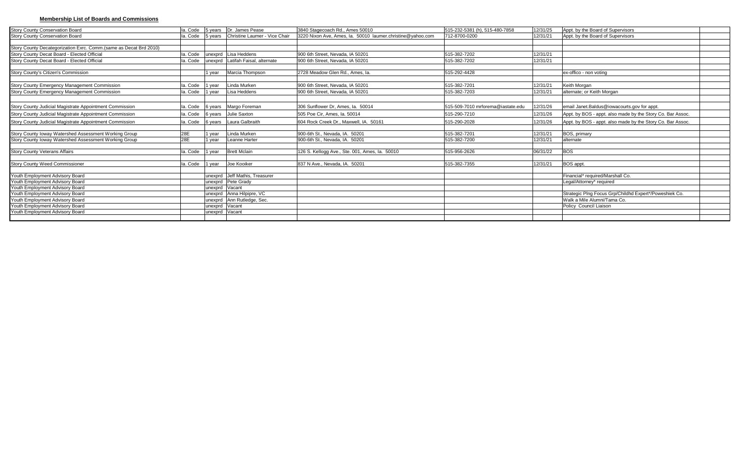**Membership List of Boards and Commissions**

| | | | | | | | | |
|---|---|---|---|---|---|---|---|---|
| Story County Conservation Board | Ia. Code | 5 years | Dr. James Pease | 3840 Stagecoach Rd., Ames 50010 | 515-232-5381 (h), 515-480-7858 | 12/31/25 | Appt. by the Board of Supervisors | |
| Story County Conservation Board | Ia. Code | 5 years | Christine Laumer - Vice Chair | 3220 Nixon Ave, Ames, Ia. 50010 laumer.christine@yahoo.com | 712-8700-0200 | 12/31/21 | Appt. by the Board of Supervisors | |
| | | | | | | | | |
| Story County Decategorization Exrc. Comm.(same as Decat Brd 2010) | | | | | | | | |
| Story County Decat Board - Elected Official | Ia. Code | unexprd | Lisa Heddens | 900 6th Street, Nevada, IA 50201 | 515-382-7202 | 12/31/21 | | |
| Story County Decat Board - Elected Official | Ia. Code | unexprd | Latifah Faisal, alternate | 900 6th Street, Nevada, IA 50201 | 515-382-7202 | 12/31/21 | | |
| | | | | | | | | |
| Story County's Citizen's Commission | | 1 year | Marcia Thompson | 2728 Meadow Glen Rd., Ames, Ia. | 515-292-4428 | | ex-offico - non voting | |
| | | | | | | | | |
| Story County Emergency Management Commission | Ia. Code | 1 year | Linda Murken | 900 6th Street, Nevada, IA 50201 | 515-382-7201 | 12/31/21 | Keith Morgan | |
| Story County Emergency Management Commission | Ia. Code | 1 year | Lisa Heddens | 900 6th Street, Nevada, IA 50201 | 515-382-7203 | 12/31/21 | alternate; or Keith Morgan | |
| | | | | | | | | |
| Story County Judicial Magistrate Appointment Commission | Ia. Code | 6 years | Margo Foreman | 306 Sunflower Dr, Ames, Ia. 50014 | 515-509-7010 mrforema@iastate.edu | 12/31/26 | email Janet.Baldus@iowacourts.gov for appt. | |
| Story County Judicial Magistrate Appointment Commission | Ia. Code | 6 years | Julie Saxton | 505 Poe Cir, Ames, Ia. 50014 | 515-290-7210 | 12/31/26 | Appt. by BOS - appt. also made by the Story Co. Bar Assoc. | |
| Story County Judicial Magistrate Appointment Commission | Ia. Code | 6 years | Laura Galbraith | 604 Rock Creek Dr., Maxwell, IA. 50161 | 515-290-2028 | 12/31/26 | Appt. by BOS - appt. also made by the Story Co. Bar Assoc. | |
| | | | | | | | | |
| Story County Ioway Watershed Assessment Working Group | 28E | 1 year | Linda Murken | 900-6th St., Nevada, IA. 50201 | 515-382-7201 | 12/31/21 | BOS, primary | |
| Story County Ioway Watershed Assessment Working Group | 28E | 1 year | Leanne Harter | 900-6th St., Nevada, IA. 50201 | 515-382-7200 | 12/31/21 | alternate | |
| | | | | | | | | |
| Story County Veterans Affairs | Ia. Code | 1 year | Brett Mclain | 126 S. Kellogg Ave., Ste. 001, Ames, Ia. 50010 | 515-956-2626 | 06/31/22 | BOS | |
| | | | | | | | | |
| Story County Weed Commissioner | Ia. Code | 1 year | Joe Kooiker | 837 N Ave., Nevada, IA. 50201 | 515-382-7355 | 12/31/21 | BOS appt. | |
| | | | | | | | | |
| Youth Employment Advisory Board | | unexprd | Jeff Mathis, Treasurer | | | | Financial* required/Marshall Co. | |
| Youth Employment Advisory Board | | unexprd | Pete Grady | | | | Legal/Attorney* required | |
| Youth Employment Advisory Board | | unexprd | Vacant | | | | | |
| Youth Employment Advisory Board | | unexprd | Anna Hilpipre, VC | | | | Strategic Plng Focus Grp/Childhd Expert*/Poweshiek Co. | |
| Youth Employment Advisory Board | | unexprd | Ann Rutledge, Sec. | | | | Walk a Mile Alumni/Tama Co. | |
| Youth Employment Advisory Board | | unexprd | Vacant | | | | Policy Council Liaison | |
| Youth Employment Advisory Board | | unexprd | Vacant | | | | | |